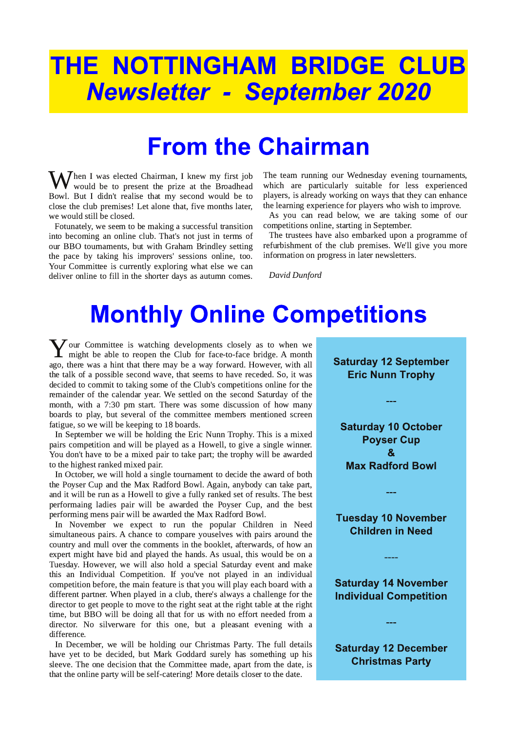# THE NOTTINGHAM BRIDGE CLUB

## *Newsletter - September 2020*

## From the Chairman

When I was elected Chairman, I knew my first job would be to present the prize at the Broadhead Bowl. But I didn't realise that my second would be to close the club premises! Let alone that, five months later, we would still be closed.

Fotunately, we seem to be making a successful transition into becoming an online club. That's not just in terms of our BBO tournaments, but with Graham Brindley setting the pace by taking his improvers' sessions online, too. Your Committee is currently exploring what else we can deliver online to fill in the shorter days as autumn comes.

The team running our Wednesday evening tournaments, which are particularly suitable for less experienced players, is already working on ways that they can enhance the learning experience for players who wish to improve.

As you can read below, we are taking some of our competitions online, starting in September.

The trustees have also embarked upon a programme of refurbishment of the club premises. We'll give you more information on progress in later newsletters.

*David Dunford*

## Monthly Online Competitions

Your Committee is watching developments closely as to when we might be able to reopen the Club for face-to-face bridge. A month ago, there was a hint that there may be a way forward. However, with all the talk of a possible second wave, that seems to have receded. So, it was decided to commit to taking some of the Club's competitions online for the remainder of the calendar year. We settled on the second Saturday of the month, with a 7:30 pm start. There was some discussion of how many boards to play, but several of the committee members mentioned screen fatigue, so we will be keeping to 18 boards.

In September we will be holding the Eric Nunn Trophy. This is a mixed pairs competition and will be played as a Howell, to give a single winner. You don't have to be a mixed pair to take part; the trophy will be awarded to the highest ranked mixed pair.

In October, we will hold a single tournament to decide the award of both the Poyser Cup and the Max Radford Bowl. Again, anybody can take part, and it will be run as a Howell to give a fully ranked set of results. The best performaing ladies pair will be awarded the Poyser Cup, and the best performing mens pair will be awarded the Max Radford Bowl.

In November we expect to run the popular Children in Need simultaneous pairs. A chance to compare yourselves with pairs around the country and mull over the comments in the booklet, afterwards, of how an expert might have bid and played the hands. As usual, this would be on a Tuesday. However, we will also hold a special Saturday event and make this an Individual Competition. If you've not played in an individual competition before, the main feature is that you will play each board with a different partner. When played in a club, there's always a challenge for the director to get people to move to the right seat at the right table at the right time, but BBO will be doing all that for us with no effort needed from a director. No silverware for this one, but a pleasant evening with a difference.

In December, we will be holding our Christmas Party. The full details have yet to be decided, but Mark Goddard surely has something up his sleeve. The one decision that the Committee made, apart from the date, is that the online party will be self-catering! More details closer to the date.

**Saturday 12 September**
**Eric Nunn Trophy**

---

**Saturday 10 October**
**Poyser Cup**
**&**
**Max Radford Bowl**

---

**Tuesday 10 November**
**Children in Need**

---

**Saturday 14 November**
**Individual Competition**

---

**Saturday 12 December**
**Christmas Party**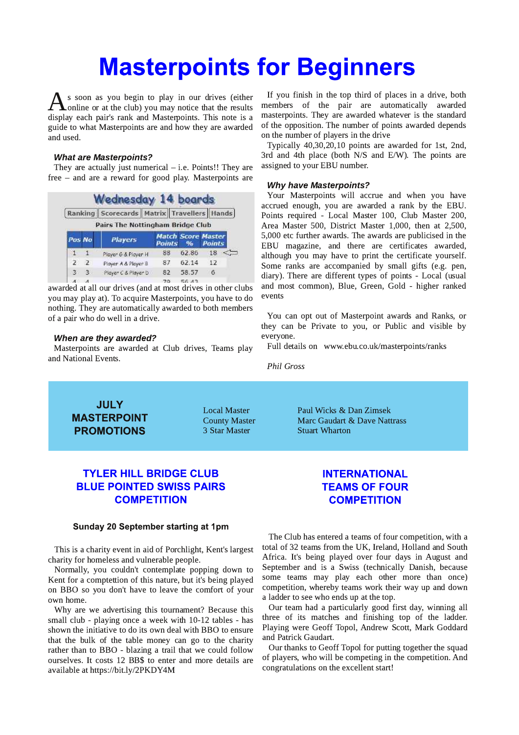# Masterpoints for Beginners

As soon as you begin to play in our drives (either online or at the club) you may notice that the results display each pair's rank and Masterpoints. This note is a guide to what Masterpoints are and how they are awarded and used.

### *What are Masterpoints?*

They are actually just numerical – i.e. Points!! They are free – and are a reward for good play. Masterpoints are awarded at all our drives (and at most drives in other clubs you may play at). To acquire Masterpoints, you have to do nothing. They are automatically awarded to both members of a pair who do well in a drive.

**Wednesday 14 boards**

Ranking | Scorecards | Matrix | Travellers | Hands

Pairs The Nottingham Bridge Club

| Pos | No | Players | Match Points | Score % | Master Points |
|---|---|---|---|---|---|
| 1 | 1 | Player G & Player H | 88 | 62.86 | 18 |
| 2 | 2 | Player A & Player B | 87 | 62.14 | 12 |
| 3 | 3 | Player C & Player D | 82 | 58.57 | 6 |
| 4 | 4 | | 79 | 56.43 | |

### *When are they awarded?*

Masterpoints are awarded at Club drives, Teams play and National Events.

If you finish in the top third of places in a drive, both members of the pair are automatically awarded masterpoints. They are awarded whatever is the standard of the opposition. The number of points awarded depends on the number of players in the drive

Typically 40,30,20,10 points are awarded for 1st, 2nd, 3rd and 4th place (both N/S and E/W). The points are assigned to your EBU number.

### *Why have Masterpoints?*

Your Masterpoints will accrue and when you have accrued enough, you are awarded a rank by the EBU. Points required - Local Master 100, Club Master 200, Area Master 500, District Master 1,000, then at 2,500, 5,000 etc further awards. The awards are publicised in the EBU magazine, and there are certificates awarded, although you may have to print the certificate yourself. Some ranks are accompanied by small gifts (e.g. pen, diary). There are different types of points - Local (usual and most common), Blue, Green, Gold - higher ranked events

You can opt out of Masterpoint awards and Ranks, or they can be Private to you, or Public and visible by everyone.

Full details on www.ebu.co.uk/masterpoints/ranks

*Phil Gross*

---

**JULY MASTERPOINT PROMOTIONS**

| | |
|---|---|
| Local Master | Paul Wicks & Dan Zimsek |
| County Master | Marc Gaudart & Dave Nattrass |
| 3 Star Master | Stuart Wharton |

---

## TYLER HILL BRIDGE CLUB BLUE POINTED SWISS PAIRS COMPETITION

**Sunday 20 September starting at 1pm**

This is a charity event in aid of Porchlight, Kent's largest charity for homeless and vulnerable people.

Normally, you couldn't contemplate popping down to Kent for a comptetition of this nature, but it's being played on BBO so you don't have to leave the comfort of your own home.

Why are we advertising this tournament? Because this small club - playing once a week with 10-12 tables - has shown the initiative to do its own deal with BBO to ensure that the bulk of the table money can go to the charity rather than to BBO - blazing a trail that we could follow ourselves. It costs 12 BB$ to enter and more details are available at https://bit.ly/2PKDY4M

## INTERNATIONAL TEAMS OF FOUR COMPETITION

The Club has entered a teams of four competition, with a total of 32 teams from the UK, Ireland, Holland and South Africa. It's being played over four days in August and September and is a Swiss (technically Danish, because some teams may play each other more than once) competition, whereby teams work their way up and down a ladder to see who ends up at the top.

Our team had a particularly good first day, winning all three of its matches and finishing top of the ladder. Playing were Geoff Topol, Andrew Scott, Mark Goddard and Patrick Gaudart.

Our thanks to Geoff Topol for putting together the squad of players, who will be competing in the competition. And congratulations on the excellent start!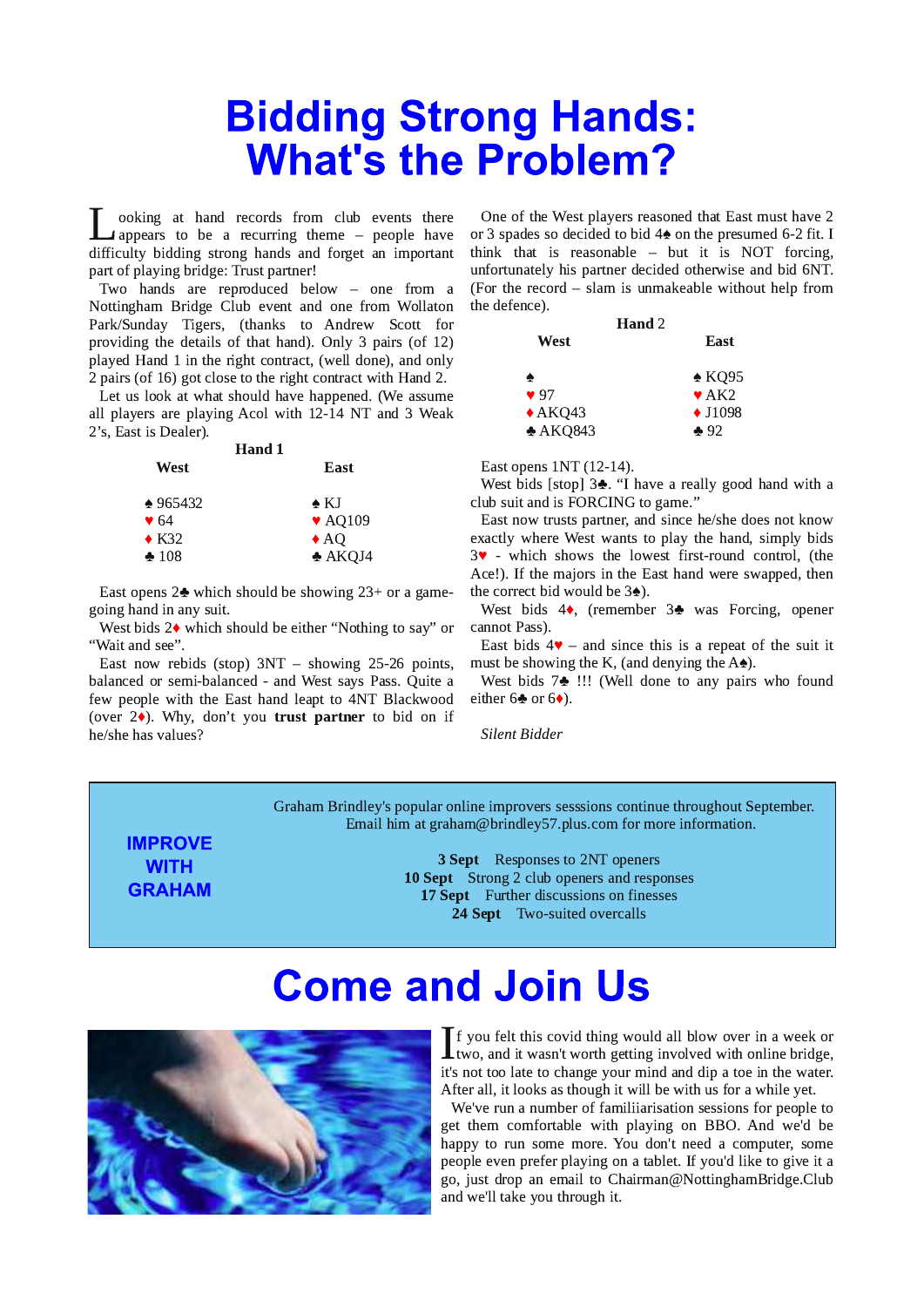# Bidding Strong Hands: What's the Problem?

Looking at hand records from club events there appears to be a recurring theme – people have difficulty bidding strong hands and forget an important part of playing bridge: Trust partner!

Two hands are reproduced below – one from a Nottingham Bridge Club event and one from Wollaton Park/Sunday Tigers, (thanks to Andrew Scott for providing the details of that hand). Only 3 pairs (of 12) played Hand 1 in the right contract, (well done), and only 2 pairs (of 16) got close to the right contract with Hand 2.

Let us look at what should have happened. (We assume all players are playing Acol with 12-14 NT and 3 Weak 2's, East is Dealer).

**Hand 1**

| West | East |
|---|---|
| ♠ 965432 | ♠ KJ |
| ♥ 64 | ♥ AQ109 |
| ♦ K32 | ♦ AQ |
| ♣ 108 | ♣ AKQJ4 |

East opens 2♣ which should be showing 23+ or a game-going hand in any suit.

West bids 2♦ which should be either "Nothing to say" or "Wait and see".

East now rebids (stop) 3NT – showing 25-26 points, balanced or semi-balanced - and West says Pass. Quite a few people with the East hand leapt to 4NT Blackwood (over 2♦). Why, don't you **trust partner** to bid on if he/she has values?

One of the West players reasoned that East must have 2 or 3 spades so decided to bid 4♠ on the presumed 6-2 fit. I think that is reasonable – but it is NOT forcing, unfortunately his partner decided otherwise and bid 6NT. (For the record – slam is unmakeable without help from the defence).

**Hand 2**

| West | East |
|---|---|
| ♠ | ♠ KQ95 |
| ♥ 97 | ♥ AK2 |
| ♦ AKQ43 | ♦ J1098 |
| ♣ AKQ843 | ♣ 92 |

East opens 1NT (12-14).

West bids [stop] 3♣. "I have a really good hand with a club suit and is FORCING to game."

East now trusts partner, and since he/she does not know exactly where West wants to play the hand, simply bids 3♥ - which shows the lowest first-round control, (the Ace!). If the majors in the East hand were swapped, then the correct bid would be 3♠).

West bids 4♦, (remember 3♣ was Forcing, opener cannot Pass).

East bids 4♥ – and since this is a repeat of the suit it must be showing the K, (and denying the A♠).

West bids 7♣ !!! (Well done to any pairs who found either 6♣ or 6♦).

*Silent Bidder*

---

**IMPROVE WITH GRAHAM**

Graham Brindley's popular online improvers sesssions continue throughout September. Email him at graham@brindley57.plus.com for more information.

**3 Sept** Responses to 2NT openers
**10 Sept** Strong 2 club openers and responses
**17 Sept** Further discussions on finesses
**24 Sept** Two-suited overcalls

---

# Come and Join Us

If you felt this covid thing would all blow over in a week or two, and it wasn't worth getting involved with online bridge, it's not too late to change your mind and dip a toe in the water. After all, it looks as though it will be with us for a while yet.

We've run a number of familiiarisation sessions for people to get them comfortable with playing on BBO. And we'd be happy to run some more. You don't need a computer, some people even prefer playing on a tablet. If you'd like to give it a go, just drop an email to Chairman@NottinghamBridge.Club and we'll take you through it.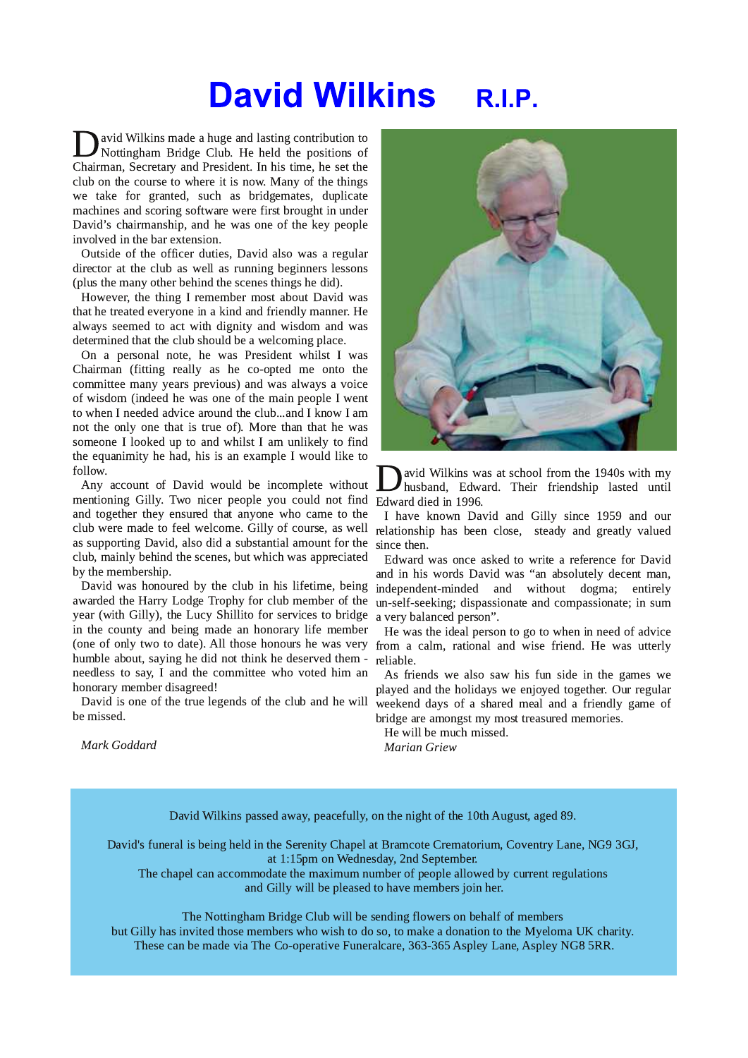# David Wilkins R.I.P.

David Wilkins made a huge and lasting contribution to Nottingham Bridge Club. He held the positions of Chairman, Secretary and President. In his time, he set the club on the course to where it is now. Many of the things we take for granted, such as bridgemates, duplicate machines and scoring software were first brought in under David's chairmanship, and he was one of the key people involved in the bar extension.

Outside of the officer duties, David also was a regular director at the club as well as running beginners lessons (plus the many other behind the scenes things he did).

However, the thing I remember most about David was that he treated everyone in a kind and friendly manner. He always seemed to act with dignity and wisdom and was determined that the club should be a welcoming place.

On a personal note, he was President whilst I was Chairman (fitting really as he co-opted me onto the committee many years previous) and was always a voice of wisdom (indeed he was one of the main people I went to when I needed advice around the club...and I know I am not the only one that is true of). More than that he was someone I looked up to and whilst I am unlikely to find the equanimity he had, his is an example I would like to follow.

Any account of David would be incomplete without mentioning Gilly. Two nicer people you could not find and together they ensured that anyone who came to the club were made to feel welcome. Gilly of course, as well as supporting David, also did a substantial amount for the club, mainly behind the scenes, but which was appreciated by the membership.

David was honoured by the club in his lifetime, being awarded the Harry Lodge Trophy for club member of the year (with Gilly), the Lucy Shillito for services to bridge in the county and being made an honorary life member (one of only two to date). All those honours he was very humble about, saying he did not think he deserved them - needless to say, I and the committee who voted him an honorary member disagreed!

David is one of the true legends of the club and he will be missed.

*Mark Goddard*

David Wilkins was at school from the 1940s with my husband, Edward. Their friendship lasted until Edward died in 1996.

I have known David and Gilly since 1959 and our relationship has been close, steady and greatly valued since then.

Edward was once asked to write a reference for David and in his words David was "an absolutely decent man, independent-minded and without dogma; entirely un-self-seeking; dispassionate and compassionate; in sum a very balanced person".

He was the ideal person to go to when in need of advice from a calm, rational and wise friend. He was utterly reliable.

As friends we also saw his fun side in the games we played and the holidays we enjoyed together. Our regular weekend days of a shared meal and a friendly game of bridge are amongst my most treasured memories.

He will be much missed.

*Marian Griew*

David Wilkins passed away, peacefully, on the night of the 10th August, aged 89.

David's funeral is being held in the Serenity Chapel at Bramcote Crematorium, Coventry Lane, NG9 3GJ, at 1:15pm on Wednesday, 2nd September.
The chapel can accommodate the maximum number of people allowed by current regulations and Gilly will be pleased to have members join her.

The Nottingham Bridge Club will be sending flowers on behalf of members but Gilly has invited those members who wish to do so, to make a donation to the Myeloma UK charity. These can be made via The Co-operative Funeralcare, 363-365 Aspley Lane, Aspley NG8 5RR.